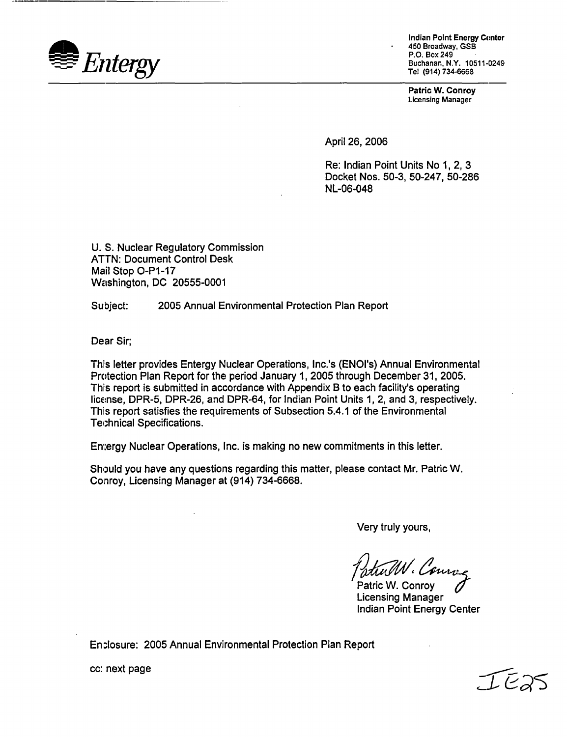**Entergy**

**Indian Point Energy Center**
450 Broadway, GSB
P.O. Box 249
Buchanan, N.Y. 10511-0249
Tel (914) 734-6668

**Patric W. Conroy**
Licensing Manager

April 26, 2006

Re: Indian Point Units No 1, 2, 3
Docket Nos. 50-3, 50-247, 50-286
NL-06-048

U. S. Nuclear Regulatory Commission
ATTN: Document Control Desk
Mail Stop O-P1-17
Washington, DC 20555-0001

Subject: 2005 Annual Environmental Protection Plan Report

Dear Sir;

This letter provides Entergy Nuclear Operations, Inc.'s (ENOI's) Annual Environmental Protection Plan Report for the period January 1, 2005 through December 31, 2005. This report is submitted in accordance with Appendix B to each facility's operating license, DPR-5, DPR-26, and DPR-64, for Indian Point Units 1, 2, and 3, respectively. This report satisfies the requirements of Subsection 5.4.1 of the Environmental Technical Specifications.

Entergy Nuclear Operations, Inc. is making no new commitments in this letter.

Should you have any questions regarding this matter, please contact Mr. Patric W. Conroy, Licensing Manager at (914) 734-6668.

Very truly yours,

Patric W. Conroy
Licensing Manager
Indian Point Energy Center

Enclosure: 2005 Annual Environmental Protection Plan Report

cc: next page

IE25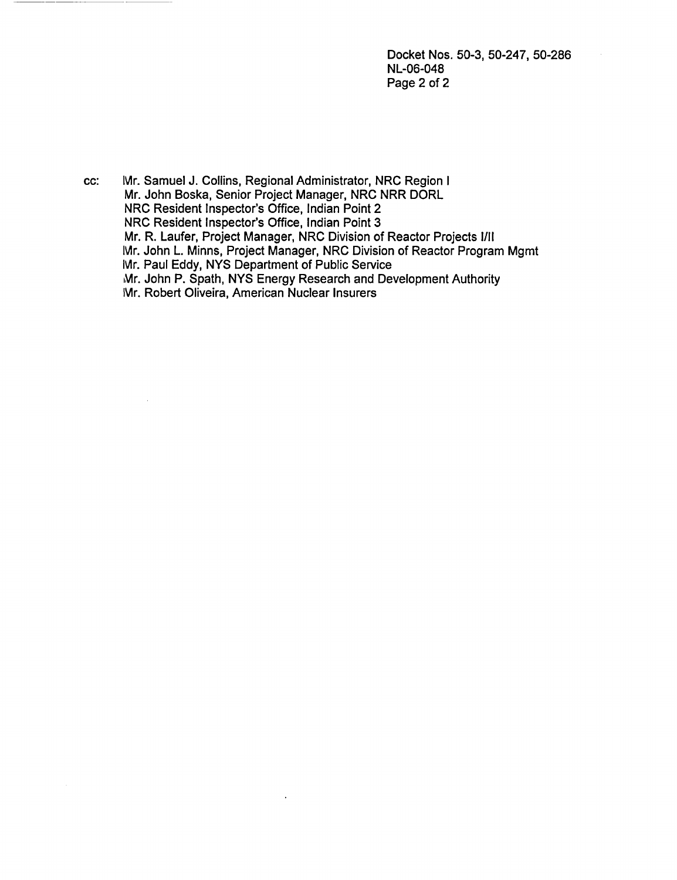Docket Nos. 50-3, 50-247, 50-286
NL-06-048

cc: Mr. Samuel J. Collins, Regional Administrator, NRC Region I
Mr. John Boska, Senior Project Manager, NRC NRR DORL
NRC Resident Inspector's Office, Indian Point 2
NRC Resident Inspector's Office, Indian Point 3
Mr. R. Laufer, Project Manager, NRC Division of Reactor Projects I/II
Mr. John L. Minns, Project Manager, NRC Division of Reactor Program Mgmt
Mr. Paul Eddy, NYS Department of Public Service
Mr. John P. Spath, NYS Energy Research and Development Authority
Mr. Robert Oliveira, American Nuclear Insurers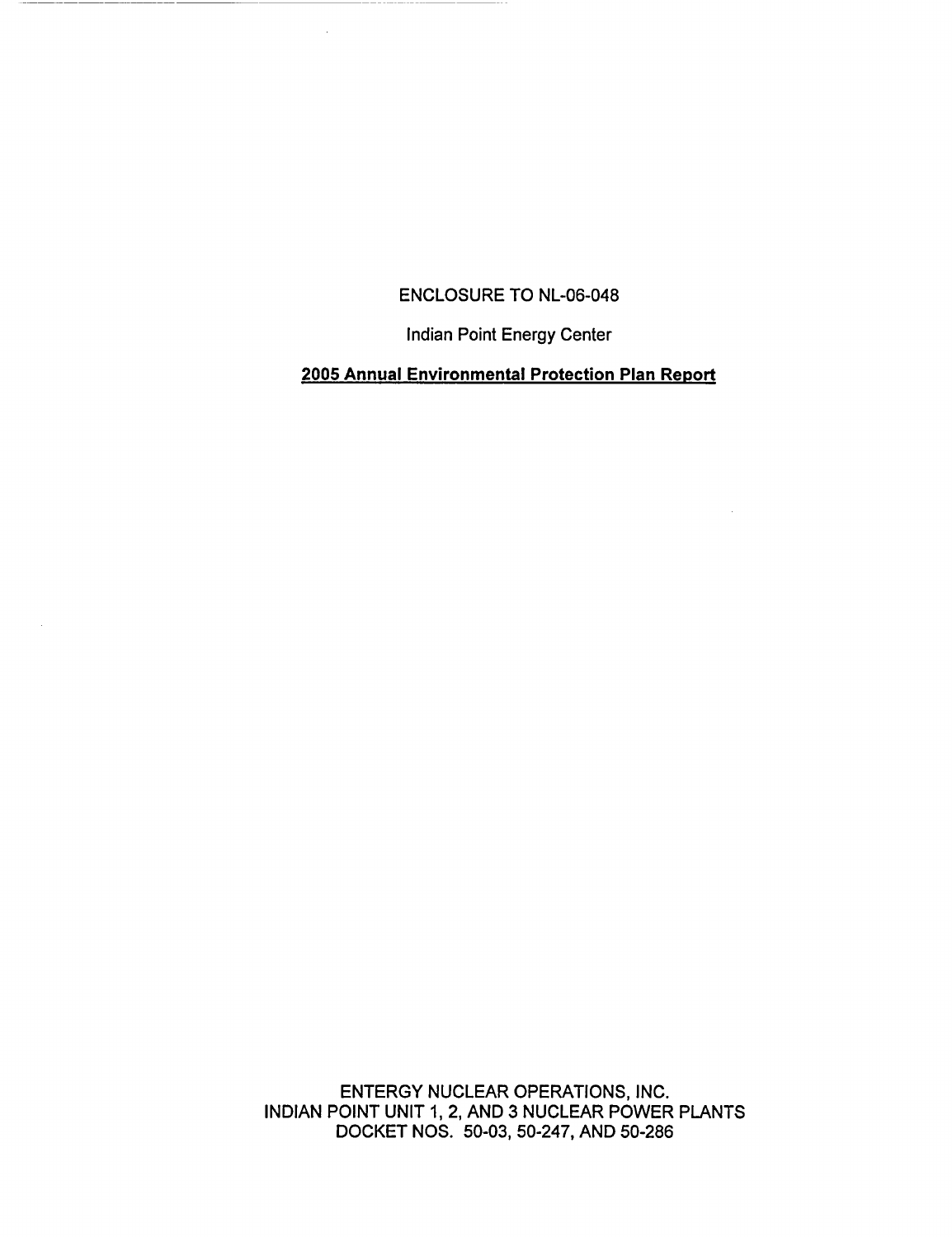ENCLOSURE TO NL-06-048

Indian Point Energy Center

**2005 Annual Environmental Protection Plan Report**

ENTERGY NUCLEAR OPERATIONS, INC.
INDIAN POINT UNIT 1, 2, AND 3 NUCLEAR POWER PLANTS
DOCKET NOS. 50-03, 50-247, AND 50-286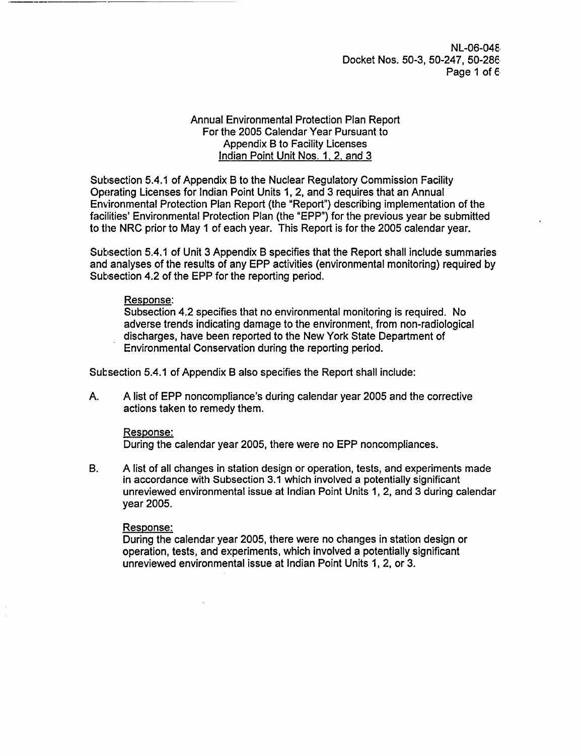Annual Environmental Protection Plan Report
For the 2005 Calendar Year Pursuant to
Appendix B to Facility Licenses
Indian Point Unit Nos. 1, 2, and 3

Subsection 5.4.1 of Appendix B to the Nuclear Regulatory Commission Facility Operating Licenses for Indian Point Units 1, 2, and 3 requires that an Annual Environmental Protection Plan Report (the "Report") describing implementation of the facilities' Environmental Protection Plan (the "EPP") for the previous year be submitted to the NRC prior to May 1 of each year. This Report is for the 2005 calendar year.

Subsection 5.4.1 of Unit 3 Appendix B specifies that the Report shall include summaries and analyses of the results of any EPP activities (environmental monitoring) required by Subsection 4.2 of the EPP for the reporting period.

Response:
Subsection 4.2 specifies that no environmental monitoring is required. No adverse trends indicating damage to the environment, from non-radiological discharges, have been reported to the New York State Department of Environmental Conservation during the reporting period.

Subsection 5.4.1 of Appendix B also specifies the Report shall include:

A. A list of EPP noncompliance's during calendar year 2005 and the corrective actions taken to remedy them.

Response:
During the calendar year 2005, there were no EPP noncompliances.

B. A list of all changes in station design or operation, tests, and experiments made in accordance with Subsection 3.1 which involved a potentially significant unreviewed environmental issue at Indian Point Units 1, 2, and 3 during calendar year 2005.

Response:
During the calendar year 2005, there were no changes in station design or operation, tests, and experiments, which involved a potentially significant unreviewed environmental issue at Indian Point Units 1, 2, or 3.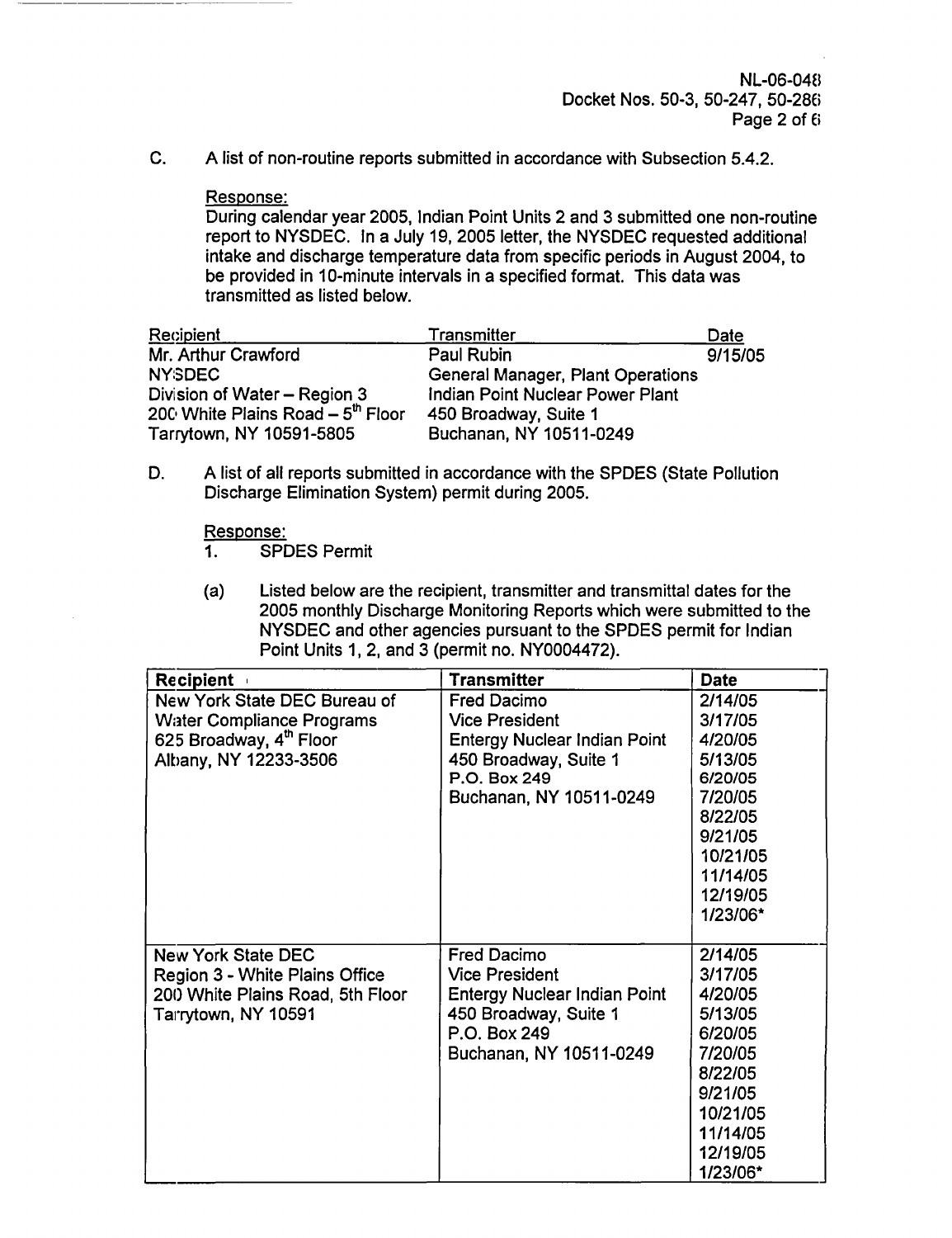C. A list of non-routine reports submitted in accordance with Subsection 5.4.2.

Response:
During calendar year 2005, Indian Point Units 2 and 3 submitted one non-routine report to NYSDEC. In a July 19, 2005 letter, the NYSDEC requested additional intake and discharge temperature data from specific periods in August 2004, to be provided in 10-minute intervals in a specified format. This data was transmitted as listed below.

| Recipient | Transmitter | Date |
|---|---|---|
| Mr. Arthur Crawford<br>NYSDEC<br>Division of Water – Region 3<br>200 White Plains Road – 5th Floor<br>Tarrytown, NY 10591-5805 | Paul Rubin<br>General Manager, Plant Operations<br>Indian Point Nuclear Power Plant<br>450 Broadway, Suite 1<br>Buchanan, NY 10511-0249 | 9/15/05 |

D. A list of all reports submitted in accordance with the SPDES (State Pollution Discharge Elimination System) permit during 2005.

Response:

1. SPDES Permit

(a) Listed below are the recipient, transmitter and transmittal dates for the 2005 monthly Discharge Monitoring Reports which were submitted to the NYSDEC and other agencies pursuant to the SPDES permit for Indian Point Units 1, 2, and 3 (permit no. NY0004472).

| Recipient | Transmitter | Date |
|---|---|---|
| New York State DEC Bureau of Water Compliance Programs<br>625 Broadway, 4th Floor<br>Albany, NY 12233-3506 | Fred Dacimo<br>Vice President<br>Entergy Nuclear Indian Point<br>450 Broadway, Suite 1<br>P.O. Box 249<br>Buchanan, NY 10511-0249 | 2/14/05<br>3/17/05<br>4/20/05<br>5/13/05<br>6/20/05<br>7/20/05<br>8/22/05<br>9/21/05<br>10/21/05<br>11/14/05<br>12/19/05<br>1/23/06* |
| New York State DEC<br>Region 3 - White Plains Office<br>200 White Plains Road, 5th Floor<br>Tarrytown, NY 10591 | Fred Dacimo<br>Vice President<br>Entergy Nuclear Indian Point<br>450 Broadway, Suite 1<br>P.O. Box 249<br>Buchanan, NY 10511-0249 | 2/14/05<br>3/17/05<br>4/20/05<br>5/13/05<br>6/20/05<br>7/20/05<br>8/22/05<br>9/21/05<br>10/21/05<br>11/14/05<br>12/19/05<br>1/23/06* |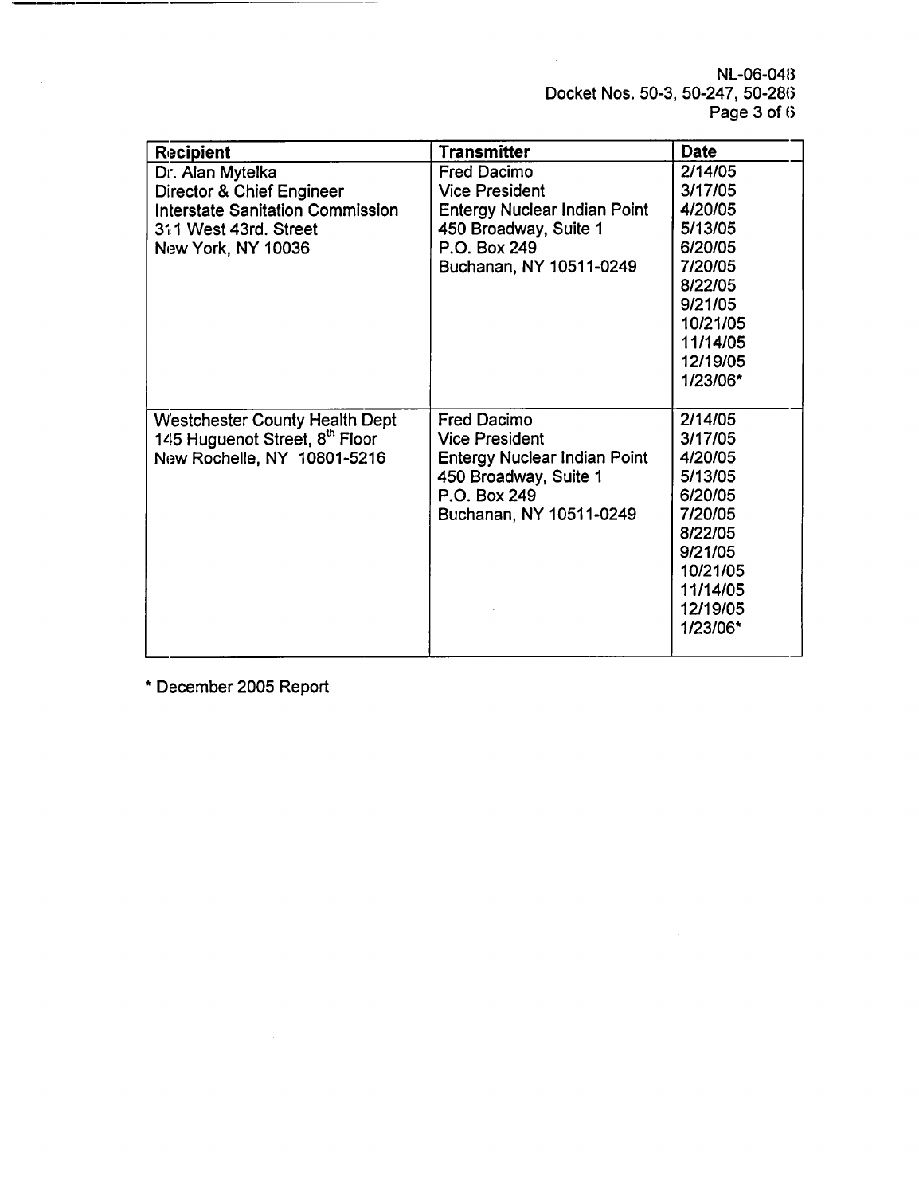| Recipient | Transmitter | Date |
| --- | --- | --- |
| Dr. Alan Mytelka<br>Director & Chief Engineer<br>Interstate Sanitation Commission<br>311 West 43rd. Street<br>New York, NY 10036 | Fred Dacimo<br>Vice President<br>Entergy Nuclear Indian Point<br>450 Broadway, Suite 1<br>P.O. Box 249<br>Buchanan, NY 10511-0249 | 2/14/05<br>3/17/05<br>4/20/05<br>5/13/05<br>6/20/05<br>7/20/05<br>8/22/05<br>9/21/05<br>10/21/05<br>11/14/05<br>12/19/05<br>1/23/06* |
| Westchester County Health Dept<br>145 Huguenot Street, 8th Floor<br>New Rochelle, NY 10801-5216 | Fred Dacimo<br>Vice President<br>Entergy Nuclear Indian Point<br>450 Broadway, Suite 1<br>P.O. Box 249<br>Buchanan, NY 10511-0249 | 2/14/05<br>3/17/05<br>4/20/05<br>5/13/05<br>6/20/05<br>7/20/05<br>8/22/05<br>9/21/05<br>10/21/05<br>11/14/05<br>12/19/05<br>1/23/06* |

* December 2005 Report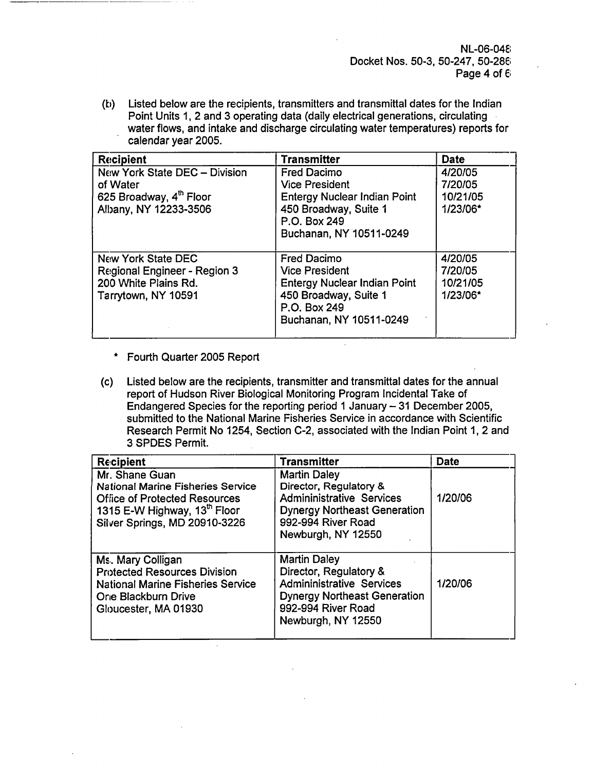(b) Listed below are the recipients, transmitters and transmittal dates for the Indian Point Units 1, 2 and 3 operating data (daily electrical generations, circulating water flows, and intake and discharge circulating water temperatures) reports for calendar year 2005.

| Recipient | Transmitter | Date |
|---|---|---|
| New York State DEC – Division of Water<br>625 Broadway, 4th Floor<br>Albany, NY 12233-3506 | Fred Dacimo<br>Vice President<br>Entergy Nuclear Indian Point<br>450 Broadway, Suite 1<br>P.O. Box 249<br>Buchanan, NY 10511-0249 | 4/20/05<br>7/20/05<br>10/21/05<br>1/23/06* |
| New York State DEC<br>Regional Engineer - Region 3<br>200 White Plains Rd.<br>Tarrytown, NY 10591 | Fred Dacimo<br>Vice President<br>Entergy Nuclear Indian Point<br>450 Broadway, Suite 1<br>P.O. Box 249<br>Buchanan, NY 10511-0249 | 4/20/05<br>7/20/05<br>10/21/05<br>1/23/06* |

* Fourth Quarter 2005 Report

(c) Listed below are the recipients, transmitter and transmittal dates for the annual report of Hudson River Biological Monitoring Program Incidental Take of Endangered Species for the reporting period 1 January – 31 December 2005, submitted to the National Marine Fisheries Service in accordance with Scientific Research Permit No 1254, Section C-2, associated with the Indian Point 1, 2 and 3 SPDES Permit.

| Recipient | Transmitter | Date |
|---|---|---|
| Mr. Shane Guan<br>National Marine Fisheries Service<br>Office of Protected Resources<br>1315 E-W Highway, 13th Floor<br>Silver Springs, MD 20910-3226 | Martin Daley<br>Director, Regulatory &<br>Admininistrative Services<br>Dynergy Northeast Generation<br>992-994 River Road<br>Newburgh, NY 12550 | 1/20/06 |
| Ms. Mary Colligan<br>Protected Resources Division<br>National Marine Fisheries Service<br>One Blackburn Drive<br>Gloucester, MA 01930 | Martin Daley<br>Director, Regulatory &<br>Admininistrative Services<br>Dynergy Northeast Generation<br>992-994 River Road<br>Newburgh, NY 12550 | 1/20/06 |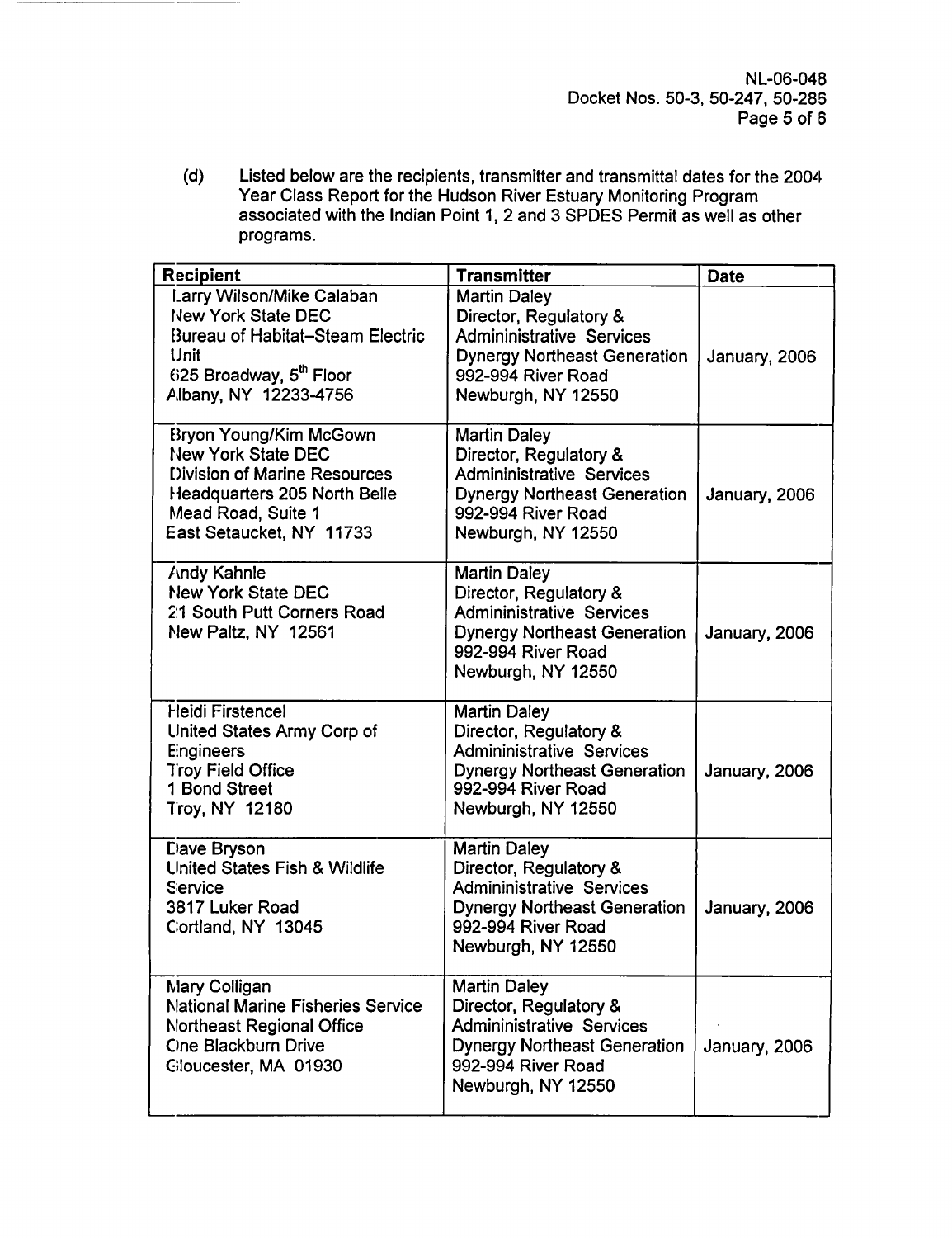(d) Listed below are the recipients, transmitter and transmittal dates for the 2004 Year Class Report for the Hudson River Estuary Monitoring Program associated with the Indian Point 1, 2 and 3 SPDES Permit as well as other programs.

| Recipient | Transmitter | Date |
|---|---|---|
| Larry Wilson/Mike Calaban<br>New York State DEC<br>Bureau of Habitat–Steam Electric Unit<br>625 Broadway, 5th Floor<br>Albany, NY 12233-4756 | Martin Daley<br>Director, Regulatory & Admininistrative Services<br>Dynergy Northeast Generation<br>992-994 River Road<br>Newburgh, NY 12550 | January, 2006 |
| Bryon Young/Kim McGown<br>New York State DEC<br>Division of Marine Resources<br>Headquarters 205 North Belle Mead Road, Suite 1<br>East Setaucket, NY 11733 | Martin Daley<br>Director, Regulatory & Admininistrative Services<br>Dynergy Northeast Generation<br>992-994 River Road<br>Newburgh, NY 12550 | January, 2006 |
| Andy Kahnle<br>New York State DEC<br>21 South Putt Corners Road<br>New Paltz, NY 12561 | Martin Daley<br>Director, Regulatory & Admininistrative Services<br>Dynergy Northeast Generation<br>992-994 River Road<br>Newburgh, NY 12550 | January, 2006 |
| Heidi Firstencel<br>United States Army Corp of Engineers<br>Troy Field Office<br>1 Bond Street<br>Troy, NY 12180 | Martin Daley<br>Director, Regulatory & Admininistrative Services<br>Dynergy Northeast Generation<br>992-994 River Road<br>Newburgh, NY 12550 | January, 2006 |
| Dave Bryson<br>United States Fish & Wildlife Service<br>3817 Luker Road<br>Cortland, NY 13045 | Martin Daley<br>Director, Regulatory & Admininistrative Services<br>Dynergy Northeast Generation<br>992-994 River Road<br>Newburgh, NY 12550 | January, 2006 |
| Mary Colligan<br>National Marine Fisheries Service<br>Northeast Regional Office<br>One Blackburn Drive<br>Gloucester, MA 01930 | Martin Daley<br>Director, Regulatory & Admininistrative Services<br>Dynergy Northeast Generation<br>992-994 River Road<br>Newburgh, NY 12550 | January, 2006 |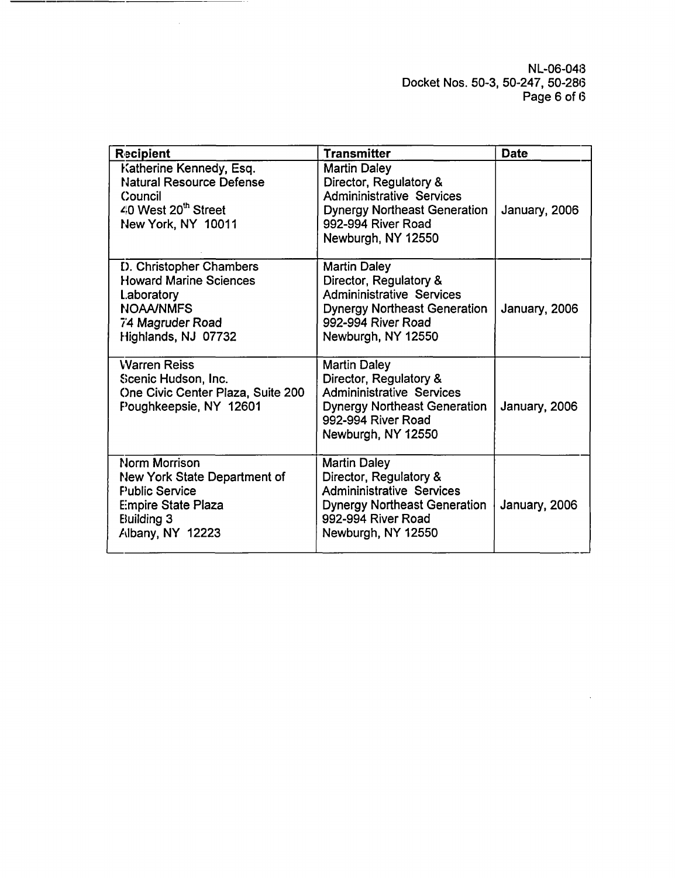| Recipient | Transmitter | Date |
|---|---|---|
| Katherine Kennedy, Esq.<br>Natural Resource Defense Council<br>40 West 20th Street<br>New York, NY 10011 | Martin Daley<br>Director, Regulatory &<br>Admininistrative Services<br>Dynergy Northeast Generation<br>992-994 River Road<br>Newburgh, NY 12550 | January, 2006 |
| D. Christopher Chambers<br>Howard Marine Sciences Laboratory<br>NOAA/NMFS<br>74 Magruder Road<br>Highlands, NJ 07732 | Martin Daley<br>Director, Regulatory &<br>Admininistrative Services<br>Dynergy Northeast Generation<br>992-994 River Road<br>Newburgh, NY 12550 | January, 2006 |
| Warren Reiss<br>Scenic Hudson, Inc.<br>One Civic Center Plaza, Suite 200<br>Poughkeepsie, NY 12601 | Martin Daley<br>Director, Regulatory &<br>Admininistrative Services<br>Dynergy Northeast Generation<br>992-994 River Road<br>Newburgh, NY 12550 | January, 2006 |
| Norm Morrison<br>New York State Department of Public Service<br>Empire State Plaza<br>Building 3<br>Albany, NY 12223 | Martin Daley<br>Director, Regulatory &<br>Admininistrative Services<br>Dynergy Northeast Generation<br>992-994 River Road<br>Newburgh, NY 12550 | January, 2006 |